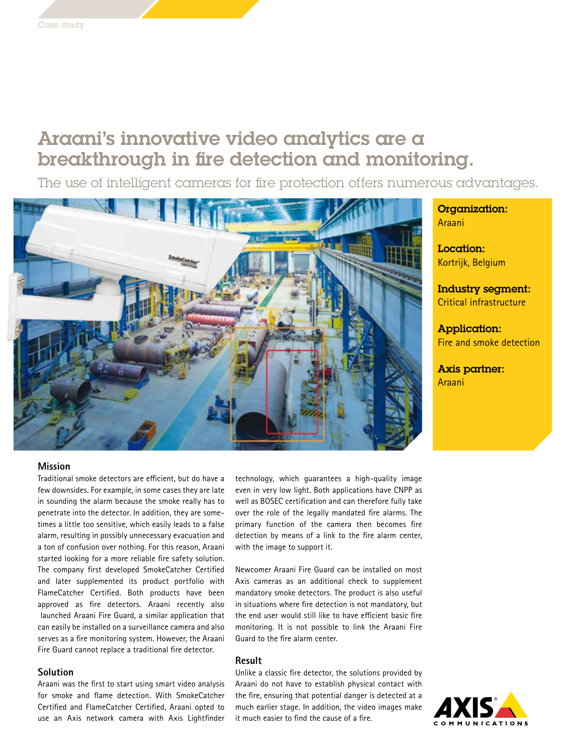Case study

# Araani's innovative video analytics are a breakthrough in fire detection and monitoring.

The use of intelligent cameras for fire protection offers numerous advantages.

**Organization:**
Araani

**Location:**
Kortrijk, Belgium

**Industry segment:**
Critical infrastructure

**Application:**
Fire and smoke detection

**Axis partner:**
Araani

## Mission

Traditional smoke detectors are efficient, but do have a few downsides. For example, in some cases they are late in sounding the alarm because the smoke really has to penetrate into the detector. In addition, they are sometimes a little too sensitive, which easily leads to a false alarm, resulting in possibly unnecessary evacuation and a ton of confusion over nothing. For this reason, Araani started looking for a more reliable fire safety solution. The company first developed SmokeCatcher Certified and later supplemented its product portfolio with FlameCatcher Certified. Both products have been approved as fire detectors. Araani recently also launched Araani Fire Guard, a similar application that can easily be installed on a surveillance camera and also serves as a fire monitoring system. However, the Araani Fire Guard cannot replace a traditional fire detector.

## Solution

Araani was the first to start using smart video analysis for smoke and flame detection. With SmokeCatcher Certified and FlameCatcher Certified, Araani opted to use an Axis network camera with Axis Lightfinder technology, which guarantees a high-quality image even in very low light. Both applications have CNPP as well as BOSEC certification and can therefore fully take over the role of the legally mandated fire alarms. The primary function of the camera then becomes fire detection by means of a link to the fire alarm center, with the image to support it.

Newcomer Araani Fire Guard can be installed on most Axis cameras as an additional check to supplement mandatory smoke detectors. The product is also useful in situations where fire detection is not mandatory, but the end user would still like to have efficient basic fire monitoring. It is not possible to link the Araani Fire Guard to the fire alarm center.

## Result

Unlike a classic fire detector, the solutions provided by Araani do not have to establish physical contact with the fire, ensuring that potential danger is detected at a much earlier stage. In addition, the video images make it much easier to find the cause of a fire.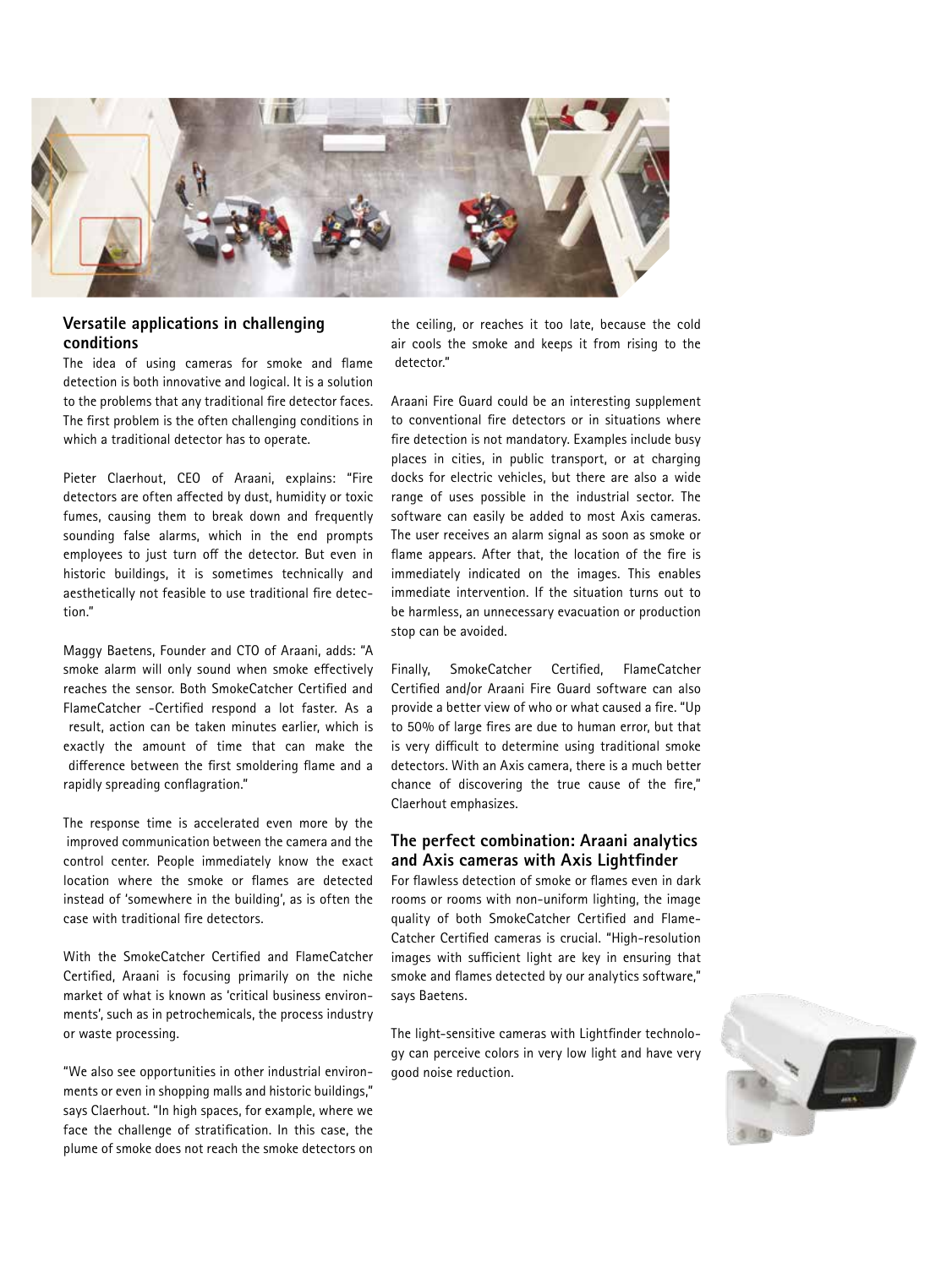## Versatile applications in challenging conditions

The idea of using cameras for smoke and flame detection is both innovative and logical. It is a solution to the problems that any traditional fire detector faces. The first problem is the often challenging conditions in which a traditional detector has to operate.

Pieter Claerhout, CEO of Araani, explains: "Fire detectors are often affected by dust, humidity or toxic fumes, causing them to break down and frequently sounding false alarms, which in the end prompts employees to just turn off the detector. But even in historic buildings, it is sometimes technically and aesthetically not feasible to use traditional fire detection."

Maggy Baetens, Founder and CTO of Araani, adds: "A smoke alarm will only sound when smoke effectively reaches the sensor. Both SmokeCatcher Certified and FlameCatcher -Certified respond a lot faster. As a result, action can be taken minutes earlier, which is exactly the amount of time that can make the difference between the first smoldering flame and a rapidly spreading conflagration."

The response time is accelerated even more by the improved communication between the camera and the control center. People immediately know the exact location where the smoke or flames are detected instead of 'somewhere in the building', as is often the case with traditional fire detectors.

With the SmokeCatcher Certified and FlameCatcher Certified, Araani is focusing primarily on the niche market of what is known as 'critical business environments', such as in petrochemicals, the process industry or waste processing.

"We also see opportunities in other industrial environments or even in shopping malls and historic buildings," says Claerhout. "In high spaces, for example, where we face the challenge of stratification. In this case, the plume of smoke does not reach the smoke detectors on the ceiling, or reaches it too late, because the cold air cools the smoke and keeps it from rising to the detector."

Araani Fire Guard could be an interesting supplement to conventional fire detectors or in situations where fire detection is not mandatory. Examples include busy places in cities, in public transport, or at charging docks for electric vehicles, but there are also a wide range of uses possible in the industrial sector. The software can easily be added to most Axis cameras. The user receives an alarm signal as soon as smoke or flame appears. After that, the location of the fire is immediately indicated on the images. This enables immediate intervention. If the situation turns out to be harmless, an unnecessary evacuation or production stop can be avoided.

Finally, SmokeCatcher Certified, FlameCatcher Certified and/or Araani Fire Guard software can also provide a better view of who or what caused a fire. "Up to 50% of large fires are due to human error, but that is very difficult to determine using traditional smoke detectors. With an Axis camera, there is a much better chance of discovering the true cause of the fire," Claerhout emphasizes.

## The perfect combination: Araani analytics and Axis cameras with Axis Lightfinder

For flawless detection of smoke or flames even in dark rooms or rooms with non-uniform lighting, the image quality of both SmokeCatcher Certified and FlameCatcher Certified cameras is crucial. "High-resolution images with sufficient light are key in ensuring that smoke and flames detected by our analytics software," says Baetens.

The light-sensitive cameras with Lightfinder technology can perceive colors in very low light and have very good noise reduction.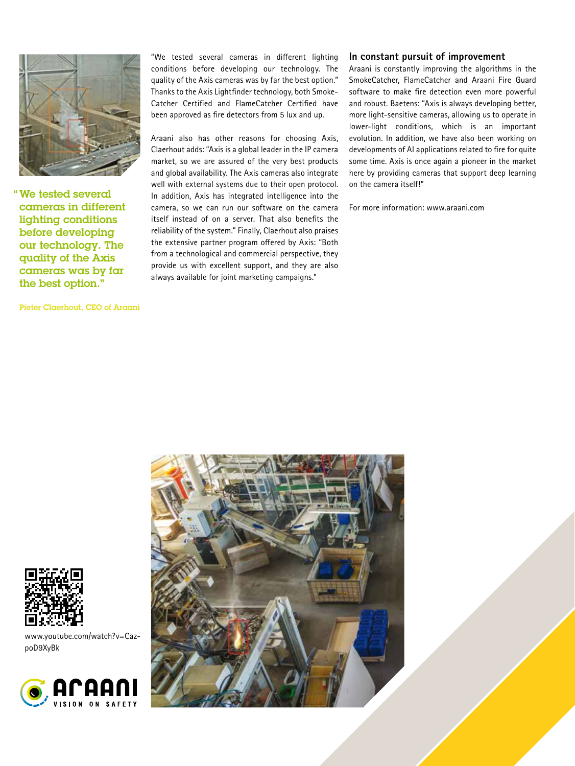> "We tested several cameras in different lighting conditions before developing our technology. The quality of the Axis cameras was by far the best option."
>
> Pieter Claerhout, CEO of Araani

"We tested several cameras in different lighting conditions before developing our technology. The quality of the Axis cameras was by far the best option." Thanks to the Axis Lightfinder technology, both SmokeCatcher Certified and FlameCatcher Certified have been approved as fire detectors from 5 lux and up.

Araani also has other reasons for choosing Axis, Claerhout adds: "Axis is a global leader in the IP camera market, so we are assured of the very best products and global availability. The Axis cameras also integrate well with external systems due to their open protocol. In addition, Axis has integrated intelligence into the camera, so we can run our software on the camera itself instead of on a server. That also benefits the reliability of the system." Finally, Claerhout also praises the extensive partner program offered by Axis: "Both from a technological and commercial perspective, they provide us with excellent support, and they are also always available for joint marketing campaigns."

## In constant pursuit of improvement

Araani is constantly improving the algorithms in the SmokeCatcher, FlameCatcher and Araani Fire Guard software to make fire detection even more powerful and robust. Baetens: "Axis is always developing better, more light-sensitive cameras, allowing us to operate in lower-light conditions, which is an important evolution. In addition, we have also been working on developments of AI applications related to fire for quite some time. Axis is once again a pioneer in the market here by providing cameras that support deep learning on the camera itself!"

For more information: www.araani.com

www.youtube.com/watch?v=Caz-poD9XyBk

ARAANI
VISION ON SAFETY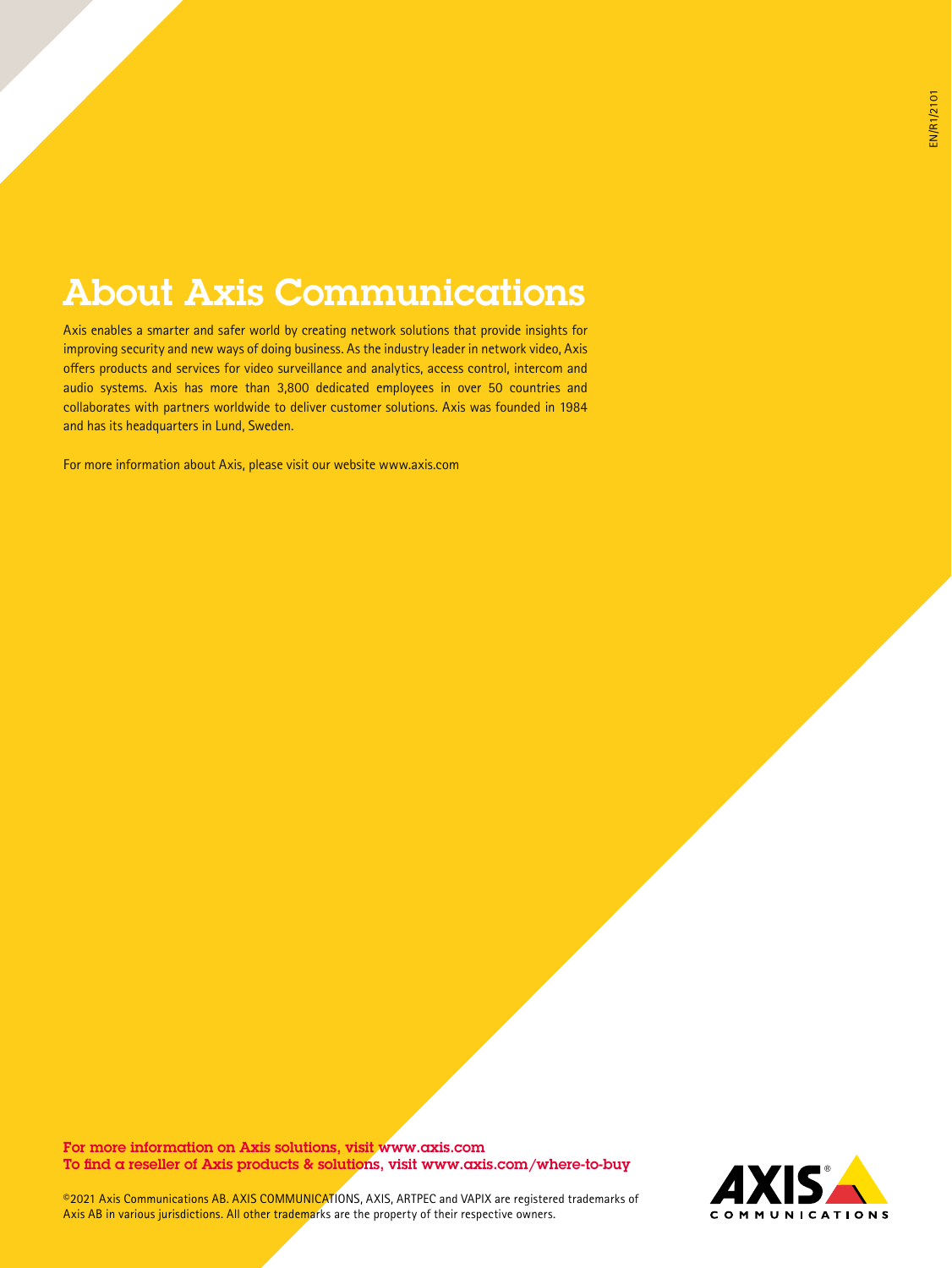# About Axis Communications

Axis enables a smarter and safer world by creating network solutions that provide insights for improving security and new ways of doing business. As the industry leader in network video, Axis offers products and services for video surveillance and analytics, access control, intercom and audio systems. Axis has more than 3,800 dedicated employees in over 50 countries and collaborates with partners worldwide to deliver customer solutions. Axis was founded in 1984 and has its headquarters in Lund, Sweden.

For more information about Axis, please visit our website www.axis.com

**For more information on Axis solutions, visit www.axis.com**
**To find a reseller of Axis products & solutions, visit www.axis.com/where-to-buy**

©2021 Axis Communications AB. AXIS COMMUNICATIONS, AXIS, ARTPEC and VAPIX are registered trademarks of Axis AB in various jurisdictions. All other trademarks are the property of their respective owners.

EN/R1/2101